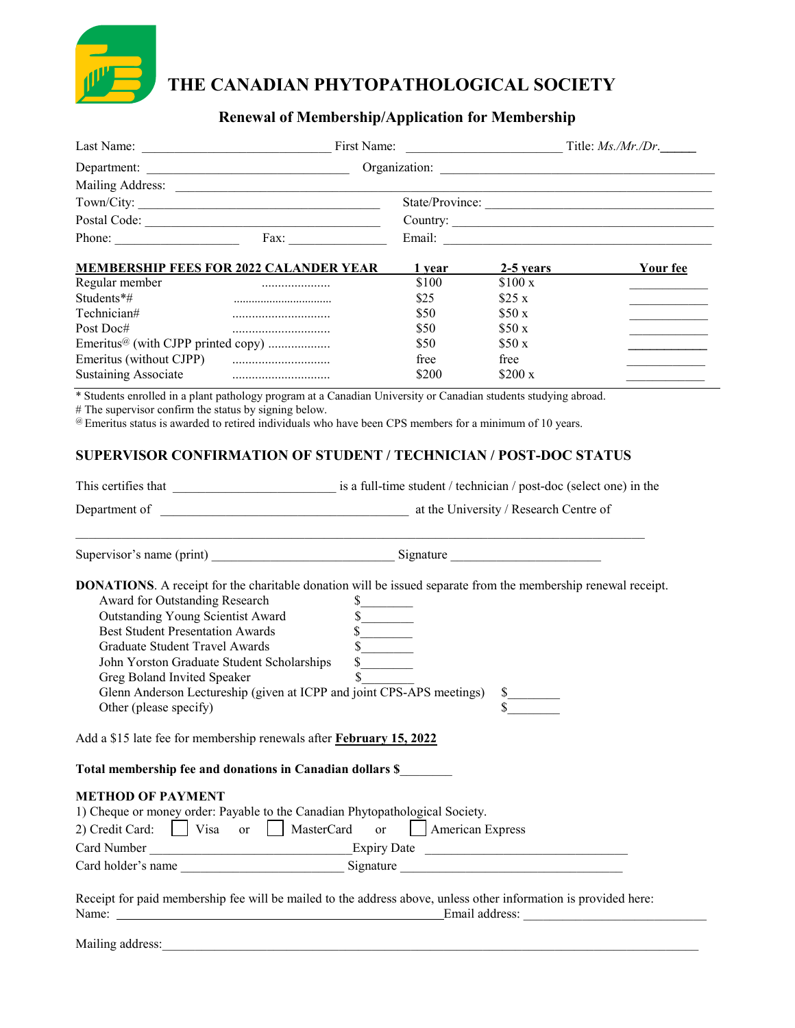# THE CANADIAN PHYTOPATHOLOGICAL SOCIETY

## Renewal of Membership/Application for Membership

Last Name: ____________________________ First Name: _______________________ Title: *Ms./Mr./Dr.*_____

Department: ______________________________ Organization: __________________________________________

Mailing Address: ____________________________________________________________________________

Town/City: ______________________________________ State/Province: ___________________________________

Postal Code: _____________________________________ Country: _________________________________________

Phone: __________________ Fax: _______________ Email: __________________________________________

| MEMBERSHIP FEES FOR 2022 CALANDER YEAR | 1 year | 2-5 years | Your fee |
|---|---|---|---|
| Regular member ..................... | $100 | $100 x | ____________ |
| Students*# ................................ | $25 | $25 x | ____________ |
| Technician# .............................. | $50 | $50 x | ____________ |
| Post Doc# .............................. | $50 | $50 x | ____________ |
| Emeritus[@] (with CJPP printed copy) .................. | $50 | $50 x | ____________ |
| Emeritus (without CJPP) .............................. | free | free | ____________ |
| Sustaining Associate .............................. | $200 | $200 x | ____________ |

\* Students enrolled in a plant pathology program at a Canadian University or Canadian students studying abroad.
\# The supervisor confirm the status by signing below.
[@] Emeritus status is awarded to retired individuals who have been CPS members for a minimum of 10 years.

### SUPERVISOR CONFIRMATION OF STUDENT / TECHNICIAN / POST-DOC STATUS

This certifies that ________________________ is a full-time student / technician / post-doc (select one) in the

Department of ______________________________________ at the University / Research Centre of

_____________________________________________________________________________________________

Supervisor's name (print) ____________________________ Signature ______________________

**DONATIONS**. A receipt for the charitable donation will be issued separate from the membership renewal receipt.

- Award for Outstanding Research $________
- Outstanding Young Scientist Award $________
- Best Student Presentation Awards $________
- Graduate Student Travel Awards $________
- John Yorston Graduate Student Scholarships $________
- Greg Boland Invited Speaker $________
- Glenn Anderson Lectureship (given at ICPP and joint CPS-APS meetings) $________
- Other (please specify) $________

Add a $15 late fee for membership renewals after **February 15, 2022**

**Total membership fee and donations in Canadian dollars $**________

**METHOD OF PAYMENT**

1) Cheque or money order: Payable to the Canadian Phytopathological Society.

2) Credit Card: ☐ Visa or ☐ MasterCard or ☐ American Express

Card Number ______________________________ Expiry Date ________________________________

Card holder's name ________________________ Signature _________________________________

Receipt for paid membership fee will be mailed to the address above, unless other information is provided here:

Name: ________________________________________________ Email address: ____________________________

Mailing address: _____________________________________________________________________________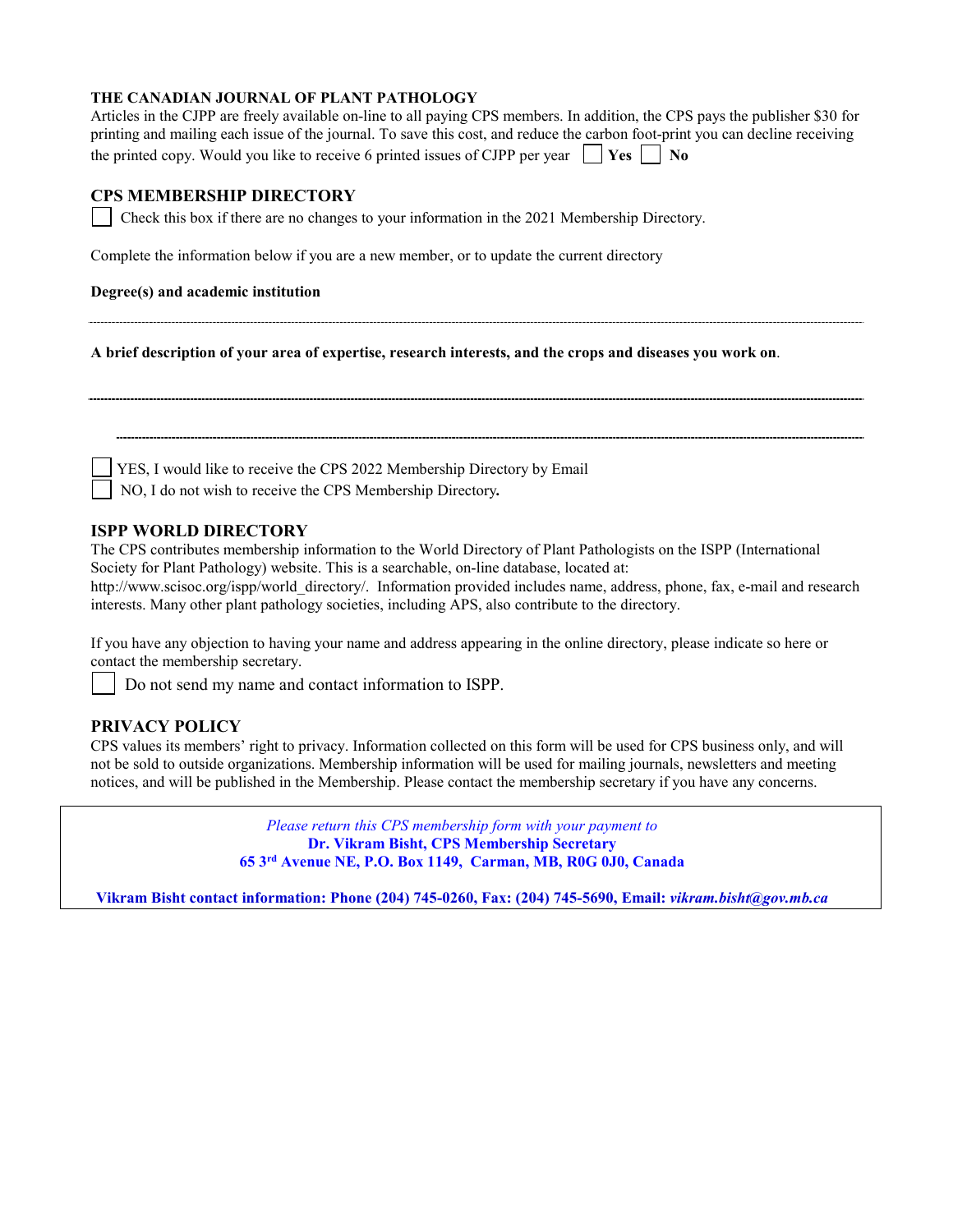### THE CANADIAN JOURNAL OF PLANT PATHOLOGY

Articles in the CJPP are freely available on-line to all paying CPS members. In addition, the CPS pays the publisher $30 for printing and mailing each issue of the journal. To save this cost, and reduce the carbon foot-print you can decline receiving the printed copy. Would you like to receive 6 printed issues of CJPP per year ☐ **Yes** ☐ **No**

### CPS MEMBERSHIP DIRECTORY

☐ Check this box if there are no changes to your information in the 2021 Membership Directory.

Complete the information below if you are a new member, or to update the current directory

**Degree(s) and academic institution**

---

**A brief description of your area of expertise, research interests, and the crops and diseases you work on**.

---

---

☐ YES, I would like to receive the CPS 2022 Membership Directory by Email

☐ NO, I do not wish to receive the CPS Membership Directory**.**

### ISPP WORLD DIRECTORY

The CPS contributes membership information to the World Directory of Plant Pathologists on the ISPP (International Society for Plant Pathology) website. This is a searchable, on-line database, located at: http://www.scisoc.org/ispp/world_directory/. Information provided includes name, address, phone, fax, e-mail and research interests. Many other plant pathology societies, including APS, also contribute to the directory.

If you have any objection to having your name and address appearing in the online directory, please indicate so here or contact the membership secretary.

☐ Do not send my name and contact information to ISPP.

### PRIVACY POLICY

CPS values its members' right to privacy. Information collected on this form will be used for CPS business only, and will not be sold to outside organizations. Membership information will be used for mailing journals, newsletters and meeting notices, and will be published in the Membership. Please contact the membership secretary if you have any concerns.

*Please return this CPS membership form with your payment to*

**Dr. Vikram Bisht, CPS Membership Secretary**

**65 3rd Avenue NE, P.O. Box 1149, Carman, MB, R0G 0J0, Canada**

**Vikram Bisht contact information: Phone (204) 745-0260, Fax: (204) 745-5690, Email:** ***vikram.bisht@gov.mb.ca***